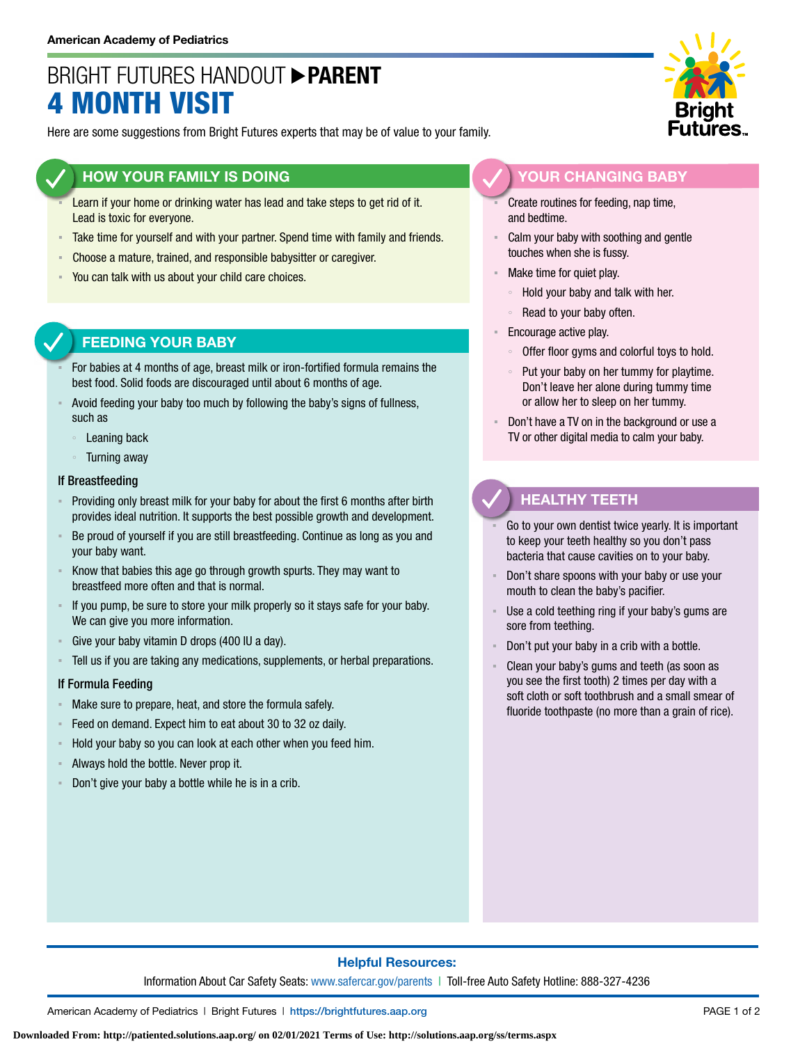American Academy of Pediatrics

# BRIGHT FUTURES HANDOUT ▶ PARENT
# 4 MONTH VISIT

Here are some suggestions from Bright Futures experts that may be of value to your family.

## HOW YOUR FAMILY IS DOING

- Learn if your home or drinking water has lead and take steps to get rid of it. Lead is toxic for everyone.
- Take time for yourself and with your partner. Spend time with family and friends.
- Choose a mature, trained, and responsible babysitter or caregiver.
- You can talk with us about your child care choices.

## FEEDING YOUR BABY

- For babies at 4 months of age, breast milk or iron-fortified formula remains the best food. Solid foods are discouraged until about 6 months of age.
- Avoid feeding your baby too much by following the baby's signs of fullness, such as
  - Leaning back
  - Turning away

### If Breastfeeding

- Providing only breast milk for your baby for about the first 6 months after birth provides ideal nutrition. It supports the best possible growth and development.
- Be proud of yourself if you are still breastfeeding. Continue as long as you and your baby want.
- Know that babies this age go through growth spurts. They may want to breastfeed more often and that is normal.
- If you pump, be sure to store your milk properly so it stays safe for your baby. We can give you more information.
- Give your baby vitamin D drops (400 IU a day).
- Tell us if you are taking any medications, supplements, or herbal preparations.

### If Formula Feeding

- Make sure to prepare, heat, and store the formula safely.
- Feed on demand. Expect him to eat about 30 to 32 oz daily.
- Hold your baby so you can look at each other when you feed him.
- Always hold the bottle. Never prop it.
- Don't give your baby a bottle while he is in a crib.

## YOUR CHANGING BABY

- Create routines for feeding, nap time, and bedtime.
- Calm your baby with soothing and gentle touches when she is fussy.
- Make time for quiet play.
  - Hold your baby and talk with her.
  - Read to your baby often.
- Encourage active play.
  - Offer floor gyms and colorful toys to hold.
  - Put your baby on her tummy for playtime. Don't leave her alone during tummy time or allow her to sleep on her tummy.
- Don't have a TV on in the background or use a TV or other digital media to calm your baby.

## HEALTHY TEETH

- Go to your own dentist twice yearly. It is important to keep your teeth healthy so you don't pass bacteria that cause cavities on to your baby.
- Don't share spoons with your baby or use your mouth to clean the baby's pacifier.
- Use a cold teething ring if your baby's gums are sore from teething.
- Don't put your baby in a crib with a bottle.
- Clean your baby's gums and teeth (as soon as you see the first tooth) 2 times per day with a soft cloth or soft toothbrush and a small smear of fluoride toothpaste (no more than a grain of rice).

**Helpful Resources:**

Information About Car Safety Seats: www.safercar.gov/parents | Toll-free Auto Safety Hotline: 888-327-4236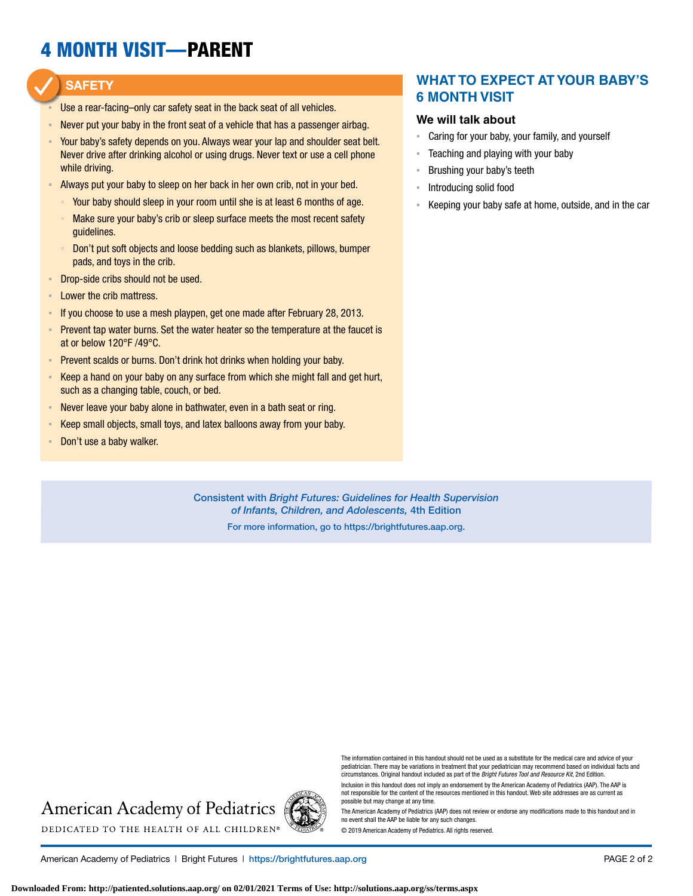# 4 MONTH VISIT—PARENT

## SAFETY

- Use a rear-facing–only car safety seat in the back seat of all vehicles.
- Never put your baby in the front seat of a vehicle that has a passenger airbag.
- Your baby's safety depends on you. Always wear your lap and shoulder seat belt. Never drive after drinking alcohol or using drugs. Never text or use a cell phone while driving.
- Always put your baby to sleep on her back in her own crib, not in your bed.
    - Your baby should sleep in your room until she is at least 6 months of age.
    - Make sure your baby's crib or sleep surface meets the most recent safety guidelines.
    - Don't put soft objects and loose bedding such as blankets, pillows, bumper pads, and toys in the crib.
- Drop-side cribs should not be used.
- Lower the crib mattress.
- If you choose to use a mesh playpen, get one made after February 28, 2013.
- Prevent tap water burns. Set the water heater so the temperature at the faucet is at or below 120°F /49°C.
- Prevent scalds or burns. Don't drink hot drinks when holding your baby.
- Keep a hand on your baby on any surface from which she might fall and get hurt, such as a changing table, couch, or bed.
- Never leave your baby alone in bathwater, even in a bath seat or ring.
- Keep small objects, small toys, and latex balloons away from your baby.
- Don't use a baby walker.

## WHAT TO EXPECT AT YOUR BABY'S 6 MONTH VISIT

### We will talk about

- Caring for your baby, your family, and yourself
- Teaching and playing with your baby
- Brushing your baby's teeth
- Introducing solid food
- Keeping your baby safe at home, outside, and in the car

Consistent with *Bright Futures: Guidelines for Health Supervision of Infants, Children, and Adolescents,* 4th Edition

For more information, go to https://brightfutures.aap.org.

American Academy of Pediatrics

DEDICATED TO THE HEALTH OF ALL CHILDREN®

The information contained in this handout should not be used as a substitute for the medical care and advice of your pediatrician. There may be variations in treatment that your pediatrician may recommend based on individual facts and circumstances. Original handout included as part of the *Bright Futures Tool and Resource Kit*, 2nd Edition.

Inclusion in this handout does not imply an endorsement by the American Academy of Pediatrics (AAP). The AAP is not responsible for the content of the resources mentioned in this handout. Web site addresses are as current as possible but may change at any time.

The American Academy of Pediatrics (AAP) does not review or endorse any modifications made to this handout and in no event shall the AAP be liable for any such changes.

© 2019 American Academy of Pediatrics. All rights reserved.